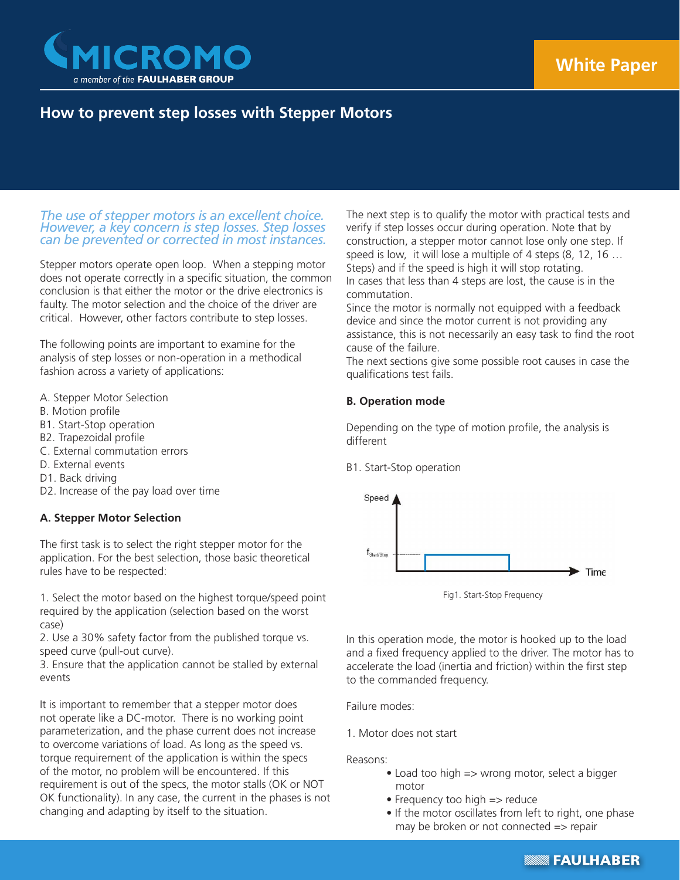# How to prevent step losses with Stepper Motors

*The use of stepper motors is an excellent choice. However, a key concern is step losses. Step losses can be prevented or corrected in most instances.*

Stepper motors operate open loop. When a stepping motor does not operate correctly in a specific situation, the common conclusion is that either the motor or the drive electronics is faulty. The motor selection and the choice of the driver are critical. However, other factors contribute to step losses.

The following points are important to examine for the analysis of step losses or non-operation in a methodical fashion across a variety of applications:

A. Stepper Motor Selection
B. Motion profile
B1. Start-Stop operation
B2. Trapezoidal profile
C. External commutation errors
D. External events
D1. Back driving
D2. Increase of the pay load over time

### A. Stepper Motor Selection

The first task is to select the right stepper motor for the application. For the best selection, those basic theoretical rules have to be respected:

1. Select the motor based on the highest torque/speed point required by the application (selection based on the worst case)
2. Use a 30% safety factor from the published torque vs. speed curve (pull-out curve).
3. Ensure that the application cannot be stalled by external events

It is important to remember that a stepper motor does not operate like a DC-motor. There is no working point parameterization, and the phase current does not increase to overcome variations of load. As long as the speed vs. torque requirement of the application is within the specs of the motor, no problem will be encountered. If this requirement is out of the specs, the motor stalls (OK or NOT OK functionality). In any case, the current in the phases is not changing and adapting by itself to the situation.

The next step is to qualify the motor with practical tests and verify if step losses occur during operation. Note that by construction, a stepper motor cannot lose only one step. If speed is low, it will lose a multiple of 4 steps (8, 12, 16 … Steps) and if the speed is high it will stop rotating.
In cases that less than 4 steps are lost, the cause is in the commutation.
Since the motor is normally not equipped with a feedback device and since the motor current is not providing any assistance, this is not necessarily an easy task to find the root cause of the failure.
The next sections give some possible root causes in case the qualifications test fails.

### B. Operation mode

Depending on the type of motion profile, the analysis is different

B1. Start-Stop operation

Speed

$f_{Start/Stop}$

Time

Fig1. Start-Stop Frequency

In this operation mode, the motor is hooked up to the load and a fixed frequency applied to the driver. The motor has to accelerate the load (inertia and friction) within the first step to the commanded frequency.

Failure modes:

1. Motor does not start

Reasons:

- Load too high => wrong motor, select a bigger motor
- Frequency too high => reduce
- If the motor oscillates from left to right, one phase may be broken or not connected => repair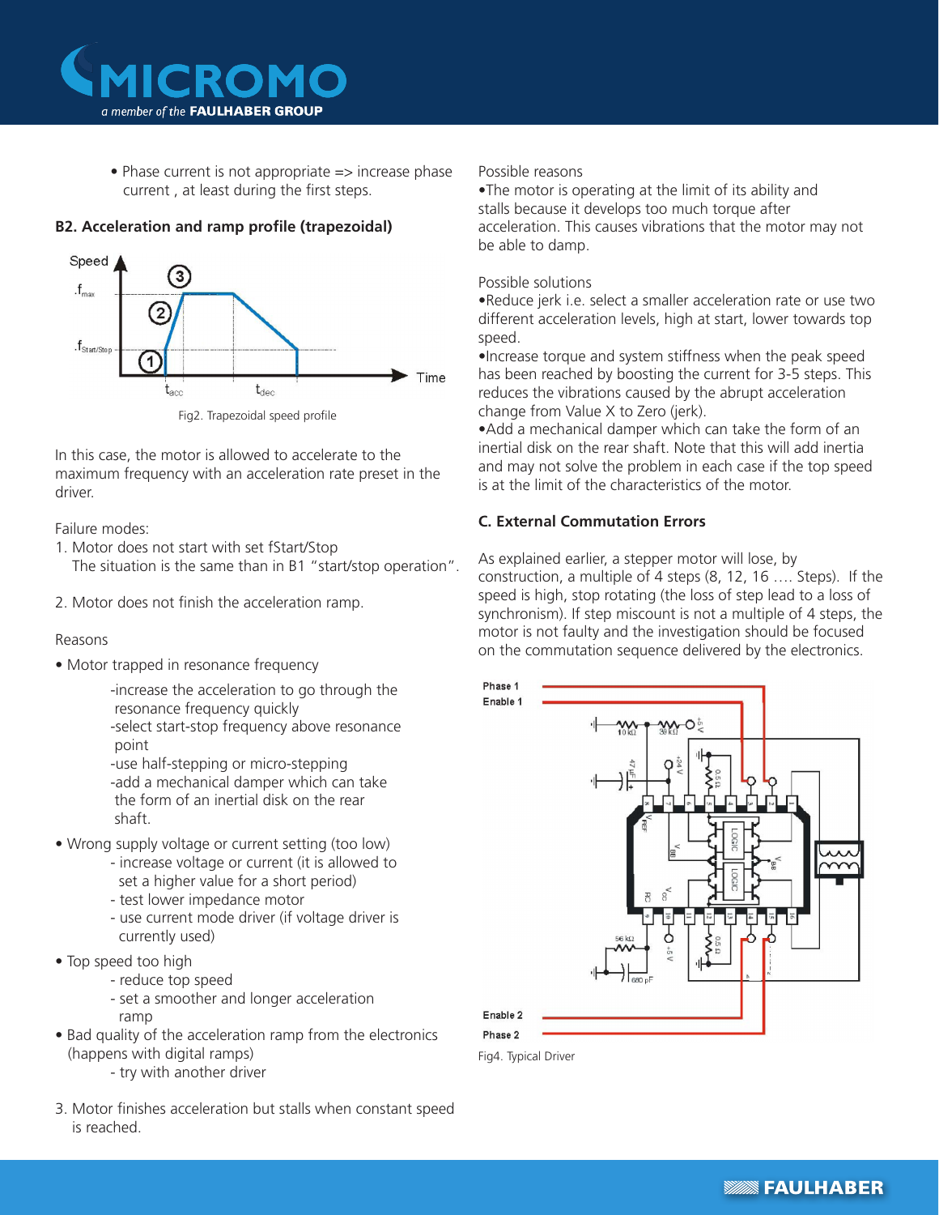• Phase current is not appropriate => increase phase current , at least during the first steps.

**B2. Acceleration and ramp profile (trapezoidal)**

Fig2. Trapezoidal speed profile

In this case, the motor is allowed to accelerate to the maximum frequency with an acceleration rate preset in the driver.

Failure modes:

1. Motor does not start with set fStart/Stop
   The situation is the same than in B1 "start/stop operation".

2. Motor does not finish the acceleration ramp.

Reasons

- Motor trapped in resonance frequency
  - -increase the acceleration to go through the resonance frequency quickly
  - -select start-stop frequency above resonance point
  - -use half-stepping or micro-stepping
  - -add a mechanical damper which can take the form of an inertial disk on the rear shaft.
- Wrong supply voltage or current setting (too low)
  - increase voltage or current (it is allowed to set a higher value for a short period)
  - test lower impedance motor
  - use current mode driver (if voltage driver is currently used)
- Top speed too high
  - reduce top speed
  - set a smoother and longer acceleration ramp
- Bad quality of the acceleration ramp from the electronics (happens with digital ramps)
  - try with another driver

3. Motor finishes acceleration but stalls when constant speed is reached.

Possible reasons

•The motor is operating at the limit of its ability and stalls because it develops too much torque after acceleration. This causes vibrations that the motor may not be able to damp.

Possible solutions

•Reduce jerk i.e. select a smaller acceleration rate or use two different acceleration levels, high at start, lower towards top speed.

•Increase torque and system stiffness when the peak speed has been reached by boosting the current for 3-5 steps. This reduces the vibrations caused by the abrupt acceleration change from Value X to Zero (jerk).

•Add a mechanical damper which can take the form of an inertial disk on the rear shaft. Note that this will add inertia and may not solve the problem in each case if the top speed is at the limit of the characteristics of the motor.

**C. External Commutation Errors**

As explained earlier, a stepper motor will lose, by construction, a multiple of 4 steps (8, 12, 16 …. Steps). If the speed is high, stop rotating (the loss of step lead to a loss of synchronism). If step miscount is not a multiple of 4 steps, the motor is not faulty and the investigation should be focused on the commutation sequence delivered by the electronics.

Fig4. Typical Driver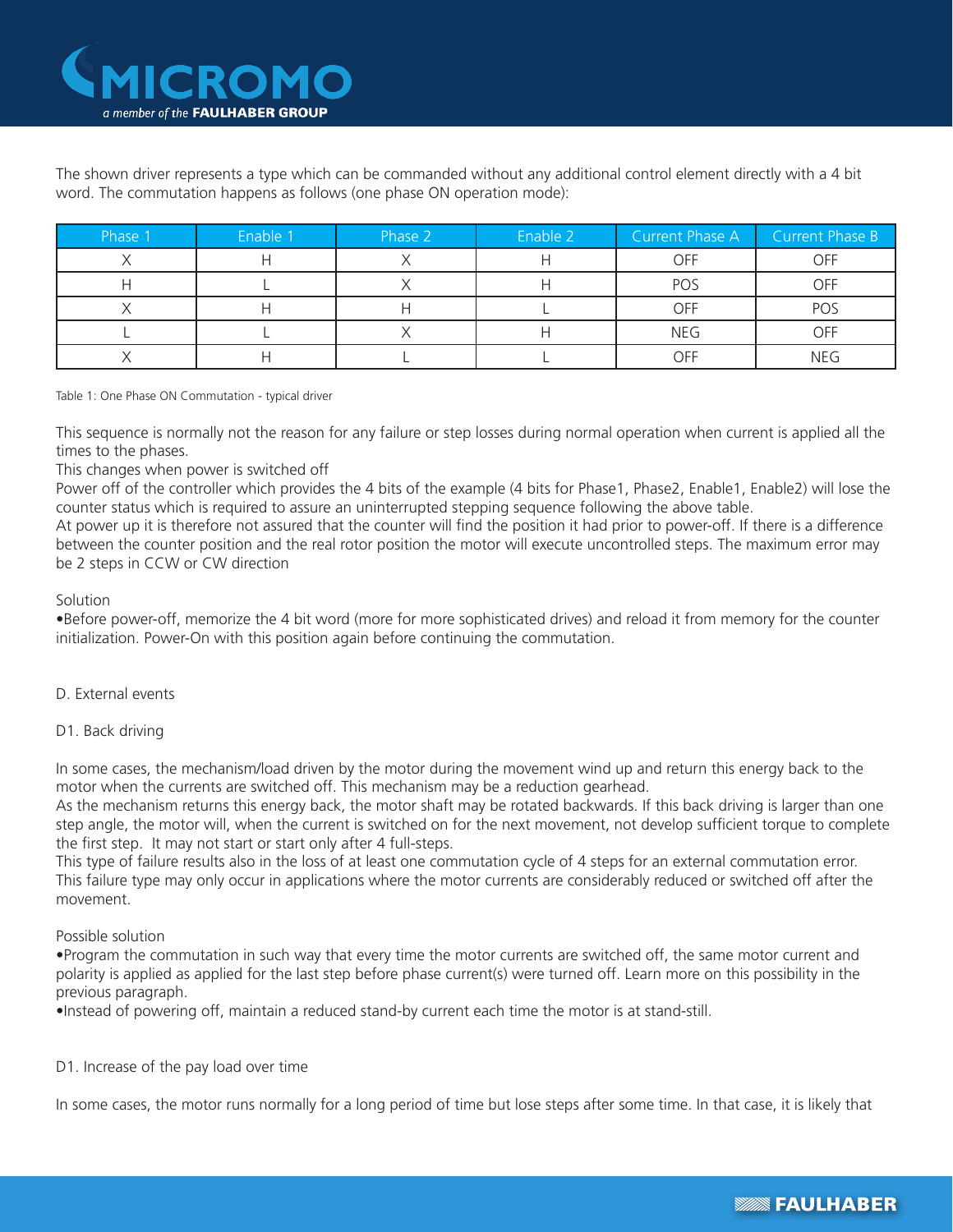The shown driver represents a type which can be commanded without any additional control element directly with a 4 bit word. The commutation happens as follows (one phase ON operation mode):

| Phase 1 | Enable 1 | Phase 2 | Enable 2 | Current Phase A | Current Phase B |
|---|---|---|---|---|---|
| X | H | X | H | OFF | OFF |
| H | L | X | H | POS | OFF |
| X | H | H | L | OFF | POS |
| L | L | X | H | NEG | OFF |
| X | H | L | L | OFF | NEG |

Table 1: One Phase ON Commutation - typical driver

This sequence is normally not the reason for any failure or step losses during normal operation when current is applied all the times to the phases.
This changes when power is switched off
Power off of the controller which provides the 4 bits of the example (4 bits for Phase1, Phase2, Enable1, Enable2) will lose the counter status which is required to assure an uninterrupted stepping sequence following the above table.
At power up it is therefore not assured that the counter will find the position it had prior to power-off. If there is a difference between the counter position and the real rotor position the motor will execute uncontrolled steps. The maximum error may be 2 steps in CCW or CW direction

Solution

- Before power-off, memorize the 4 bit word (more for more sophisticated drives) and reload it from memory for the counter initialization. Power-On with this position again before continuing the commutation.

## D. External events

### D1. Back driving

In some cases, the mechanism/load driven by the motor during the movement wind up and return this energy back to the motor when the currents are switched off. This mechanism may be a reduction gearhead.
As the mechanism returns this energy back, the motor shaft may be rotated backwards. If this back driving is larger than one step angle, the motor will, when the current is switched on for the next movement, not develop sufficient torque to complete the first step. It may not start or start only after 4 full-steps.
This type of failure results also in the loss of at least one commutation cycle of 4 steps for an external commutation error.
This failure type may only occur in applications where the motor currents are considerably reduced or switched off after the movement.

Possible solution

- Program the commutation in such way that every time the motor currents are switched off, the same motor current and polarity is applied as applied for the last step before phase current(s) were turned off. Learn more on this possibility in the previous paragraph.
- Instead of powering off, maintain a reduced stand-by current each time the motor is at stand-still.

### D1. Increase of the pay load over time

In some cases, the motor runs normally for a long period of time but lose steps after some time. In that case, it is likely that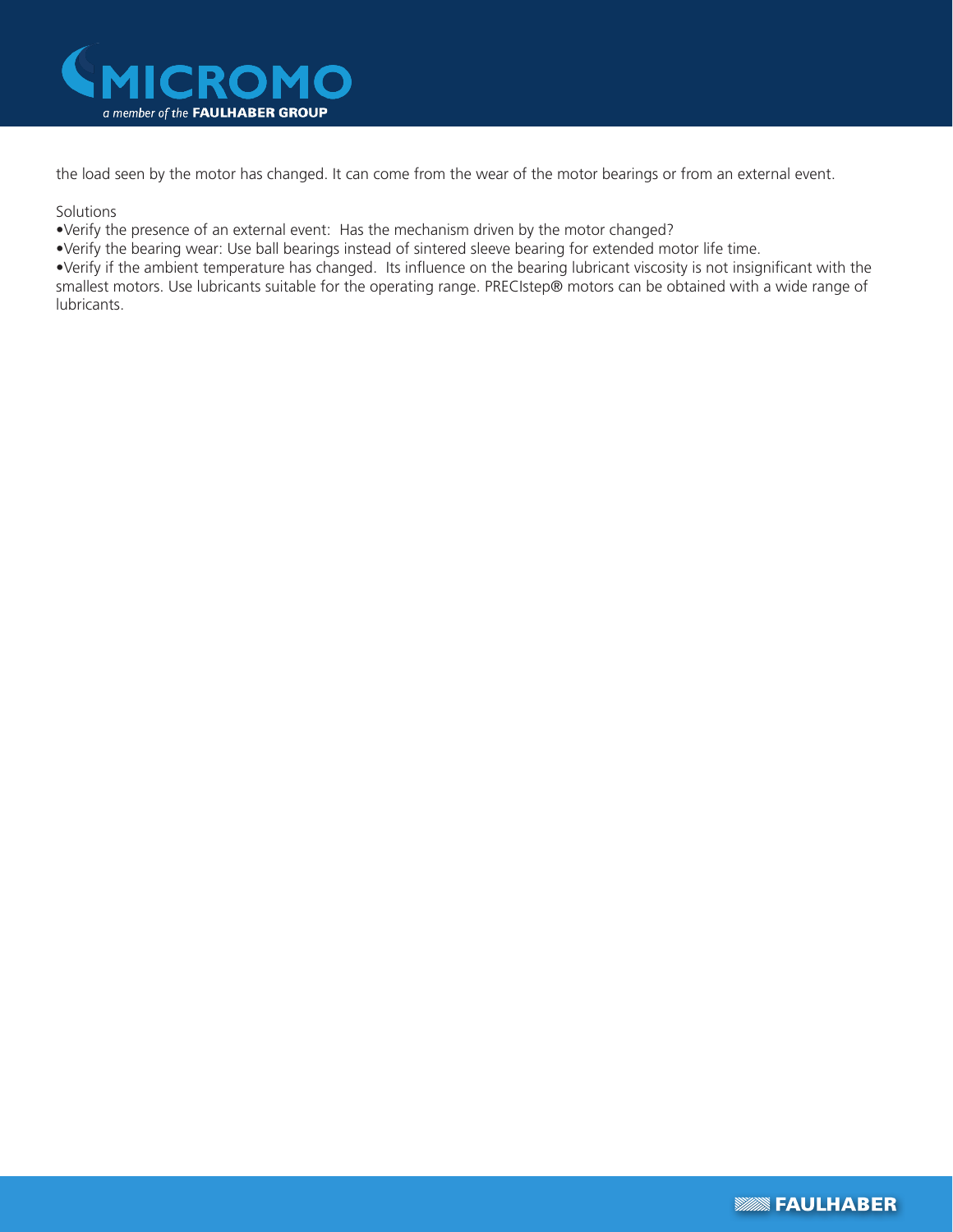the load seen by the motor has changed. It can come from the wear of the motor bearings or from an external event.

Solutions

- Verify the presence of an external event:  Has the mechanism driven by the motor changed?
- Verify the bearing wear: Use ball bearings instead of sintered sleeve bearing for extended motor life time.
- Verify if the ambient temperature has changed.  Its influence on the bearing lubricant viscosity is not insignificant with the smallest motors. Use lubricants suitable for the operating range. PRECIstep® motors can be obtained with a wide range of lubricants.